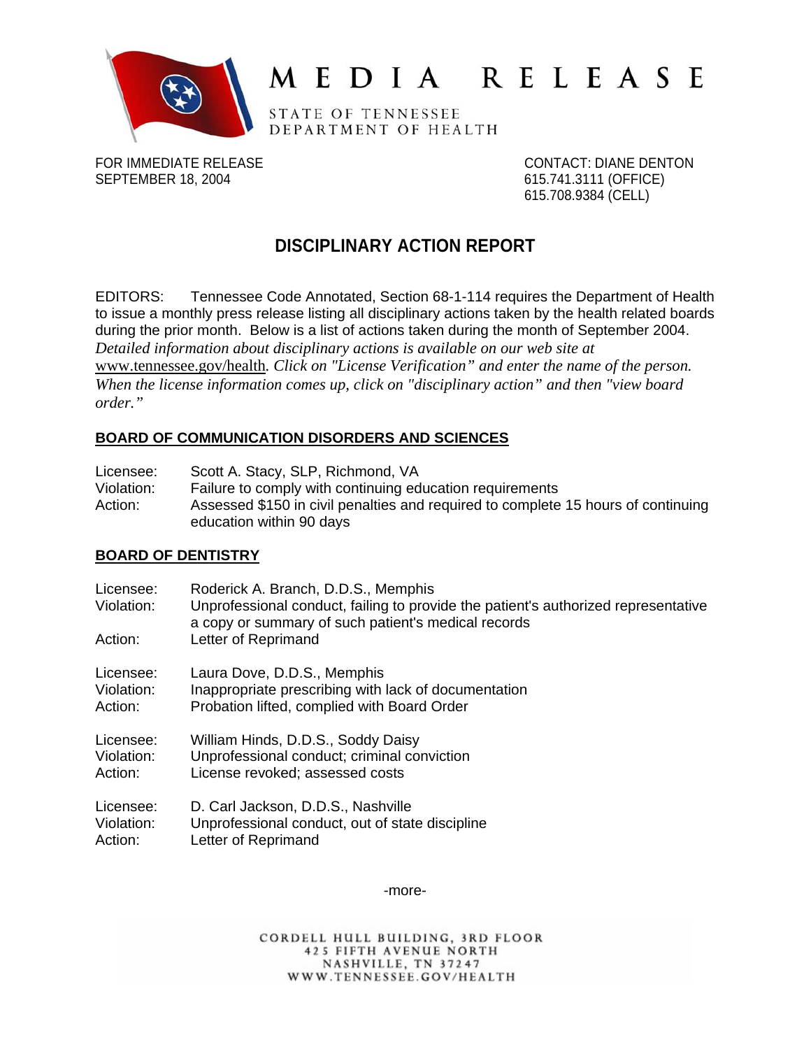# MEDIA RELEASE

STATE OF TENNESSEE
DEPARTMENT OF HEALTH

FOR IMMEDIATE RELEASE
SEPTEMBER 18, 2004

CONTACT: DIANE DENTON
615.741.3111 (OFFICE)
615.708.9384 (CELL)

## DISCIPLINARY ACTION REPORT

EDITORS: Tennessee Code Annotated, Section 68-1-114 requires the Department of Health to issue a monthly press release listing all disciplinary actions taken by the health related boards during the prior month. Below is a list of actions taken during the month of September 2004. *Detailed information about disciplinary actions is available on our web site at* www.tennessee.gov/health*. Click on "License Verification" and enter the name of the person. When the license information comes up, click on "disciplinary action" and then "view board order."*

### BOARD OF COMMUNICATION DISORDERS AND SCIENCES

Licensee: Scott A. Stacy, SLP, Richmond, VA
Violation: Failure to comply with continuing education requirements
Action: Assessed $150 in civil penalties and required to complete 15 hours of continuing education within 90 days

### BOARD OF DENTISTRY

Licensee: Roderick A. Branch, D.D.S., Memphis
Violation: Unprofessional conduct, failing to provide the patient's authorized representative a copy or summary of such patient's medical records
Action: Letter of Reprimand

Licensee: Laura Dove, D.D.S., Memphis
Violation: Inappropriate prescribing with lack of documentation
Action: Probation lifted, complied with Board Order

Licensee: William Hinds, D.D.S., Soddy Daisy
Violation: Unprofessional conduct; criminal conviction
Action: License revoked; assessed costs

Licensee: D. Carl Jackson, D.D.S., Nashville
Violation: Unprofessional conduct, out of state discipline
Action: Letter of Reprimand

-more-

CORDELL HULL BUILDING, 3RD FLOOR
425 FIFTH AVENUE NORTH
NASHVILLE, TN 37247
WWW.TENNESSEE.GOV/HEALTH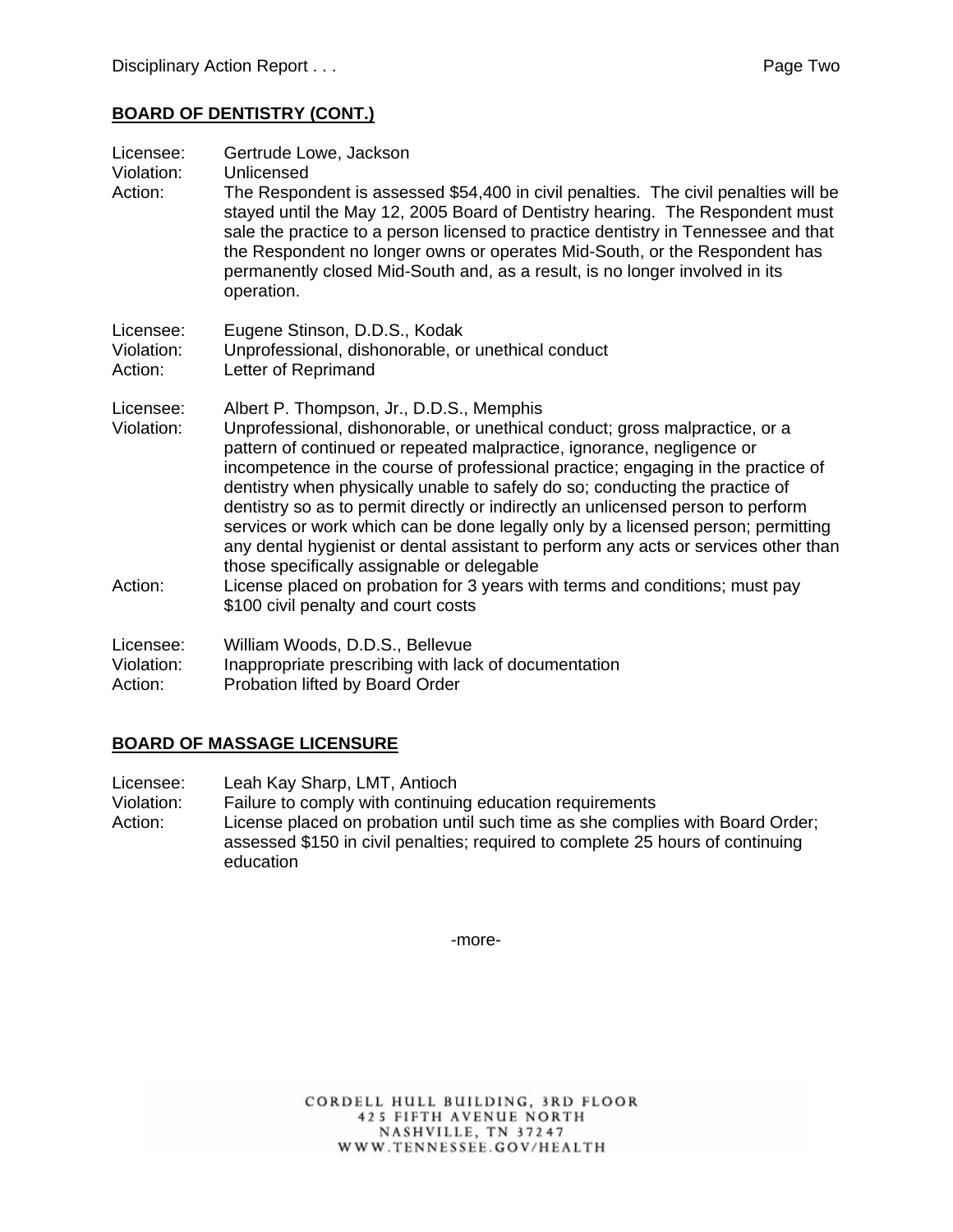## BOARD OF DENTISTRY (CONT.)

Licensee: Gertrude Lowe, Jackson
Violation: Unlicensed
Action: The Respondent is assessed $54,400 in civil penalties. The civil penalties will be stayed until the May 12, 2005 Board of Dentistry hearing. The Respondent must sale the practice to a person licensed to practice dentistry in Tennessee and that the Respondent no longer owns or operates Mid-South, or the Respondent has permanently closed Mid-South and, as a result, is no longer involved in its operation.

Licensee: Eugene Stinson, D.D.S., Kodak
Violation: Unprofessional, dishonorable, or unethical conduct
Action: Letter of Reprimand

Licensee: Albert P. Thompson, Jr., D.D.S., Memphis
Violation: Unprofessional, dishonorable, or unethical conduct; gross malpractice, or a pattern of continued or repeated malpractice, ignorance, negligence or incompetence in the course of professional practice; engaging in the practice of dentistry when physically unable to safely do so; conducting the practice of dentistry so as to permit directly or indirectly an unlicensed person to perform services or work which can be done legally only by a licensed person; permitting any dental hygienist or dental assistant to perform any acts or services other than those specifically assignable or delegable
Action: License placed on probation for 3 years with terms and conditions; must pay $100 civil penalty and court costs

Licensee: William Woods, D.D.S., Bellevue
Violation: Inappropriate prescribing with lack of documentation
Action: Probation lifted by Board Order

## BOARD OF MASSAGE LICENSURE

Licensee: Leah Kay Sharp, LMT, Antioch
Violation: Failure to comply with continuing education requirements
Action: License placed on probation until such time as she complies with Board Order; assessed $150 in civil penalties; required to complete 25 hours of continuing education

-more-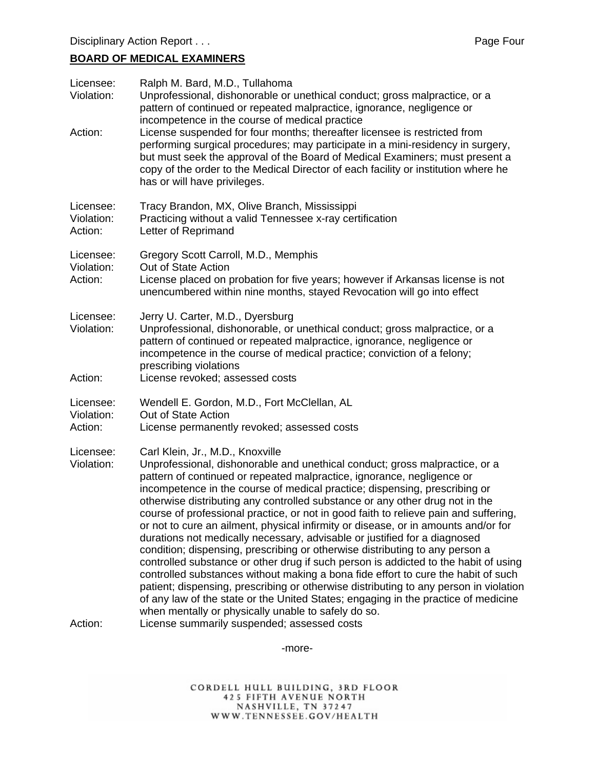## BOARD OF MEDICAL EXAMINERS

Licensee: Ralph M. Bard, M.D., Tullahoma
Violation: Unprofessional, dishonorable or unethical conduct; gross malpractice, or a pattern of continued or repeated malpractice, ignorance, negligence or incompetence in the course of medical practice
Action: License suspended for four months; thereafter licensee is restricted from performing surgical procedures; may participate in a mini-residency in surgery, but must seek the approval of the Board of Medical Examiners; must present a copy of the order to the Medical Director of each facility or institution where he has or will have privileges.

Licensee: Tracy Brandon, MX, Olive Branch, Mississippi
Violation: Practicing without a valid Tennessee x-ray certification
Action: Letter of Reprimand

Licensee: Gregory Scott Carroll, M.D., Memphis
Violation: Out of State Action
Action: License placed on probation for five years; however if Arkansas license is not unencumbered within nine months, stayed Revocation will go into effect

Licensee: Jerry U. Carter, M.D., Dyersburg
Violation: Unprofessional, dishonorable, or unethical conduct; gross malpractice, or a pattern of continued or repeated malpractice, ignorance, negligence or incompetence in the course of medical practice; conviction of a felony; prescribing violations
Action: License revoked; assessed costs

Licensee: Wendell E. Gordon, M.D., Fort McClellan, AL
Violation: Out of State Action
Action: License permanently revoked; assessed costs

Licensee: Carl Klein, Jr., M.D., Knoxville
Violation: Unprofessional, dishonorable and unethical conduct; gross malpractice, or a pattern of continued or repeated malpractice, ignorance, negligence or incompetence in the course of medical practice; dispensing, prescribing or otherwise distributing any controlled substance or any other drug not in the course of professional practice, or not in good faith to relieve pain and suffering, or not to cure an ailment, physical infirmity or disease, or in amounts and/or for durations not medically necessary, advisable or justified for a diagnosed condition; dispensing, prescribing or otherwise distributing to any person a controlled substance or other drug if such person is addicted to the habit of using controlled substances without making a bona fide effort to cure the habit of such patient; dispensing, prescribing or otherwise distributing to any person in violation of any law of the state or the United States; engaging in the practice of medicine when mentally or physically unable to safely do so.
Action: License summarily suspended; assessed costs

-more-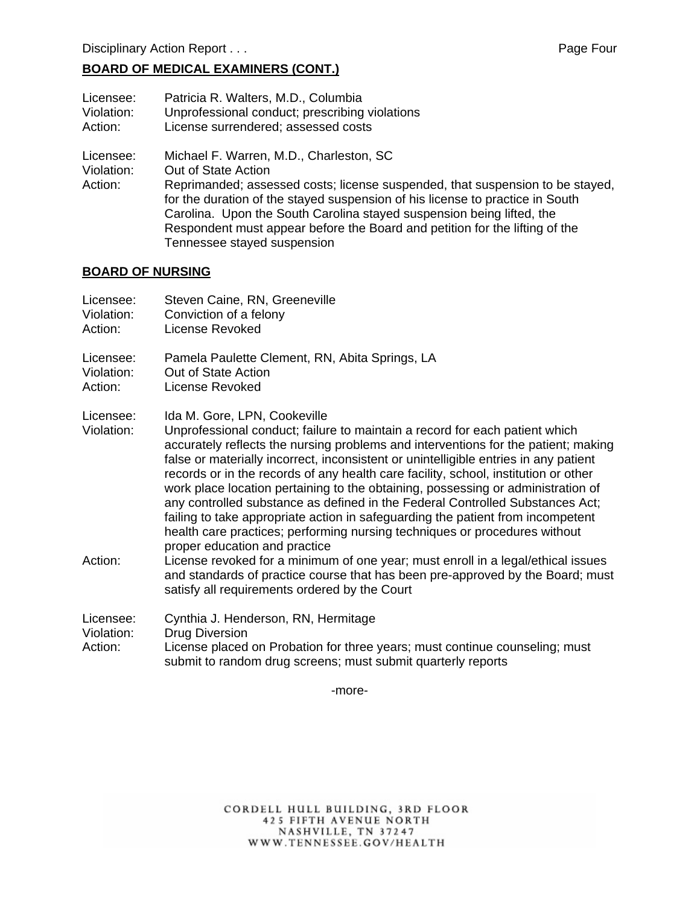**BOARD OF MEDICAL EXAMINERS (CONT.)**

Licensee: Patricia R. Walters, M.D., Columbia
Violation: Unprofessional conduct; prescribing violations
Action: License surrendered; assessed costs

Licensee: Michael F. Warren, M.D., Charleston, SC
Violation: Out of State Action
Action: Reprimanded; assessed costs; license suspended, that suspension to be stayed, for the duration of the stayed suspension of his license to practice in South Carolina. Upon the South Carolina stayed suspension being lifted, the Respondent must appear before the Board and petition for the lifting of the Tennessee stayed suspension

**BOARD OF NURSING**

Licensee: Steven Caine, RN, Greeneville
Violation: Conviction of a felony
Action: License Revoked

Licensee: Pamela Paulette Clement, RN, Abita Springs, LA
Violation: Out of State Action
Action: License Revoked

Licensee: Ida M. Gore, LPN, Cookeville
Violation: Unprofessional conduct; failure to maintain a record for each patient which accurately reflects the nursing problems and interventions for the patient; making false or materially incorrect, inconsistent or unintelligible entries in any patient records or in the records of any health care facility, school, institution or other work place location pertaining to the obtaining, possessing or administration of any controlled substance as defined in the Federal Controlled Substances Act; failing to take appropriate action in safeguarding the patient from incompetent health care practices; performing nursing techniques or procedures without proper education and practice
Action: License revoked for a minimum of one year; must enroll in a legal/ethical issues and standards of practice course that has been pre-approved by the Board; must satisfy all requirements ordered by the Court

Licensee: Cynthia J. Henderson, RN, Hermitage
Violation: Drug Diversion
Action: License placed on Probation for three years; must continue counseling; must submit to random drug screens; must submit quarterly reports

-more-

CORDELL HULL BUILDING, 3RD FLOOR
425 FIFTH AVENUE NORTH
NASHVILLE, TN 37247
WWW.TENNESSEE.GOV/HEALTH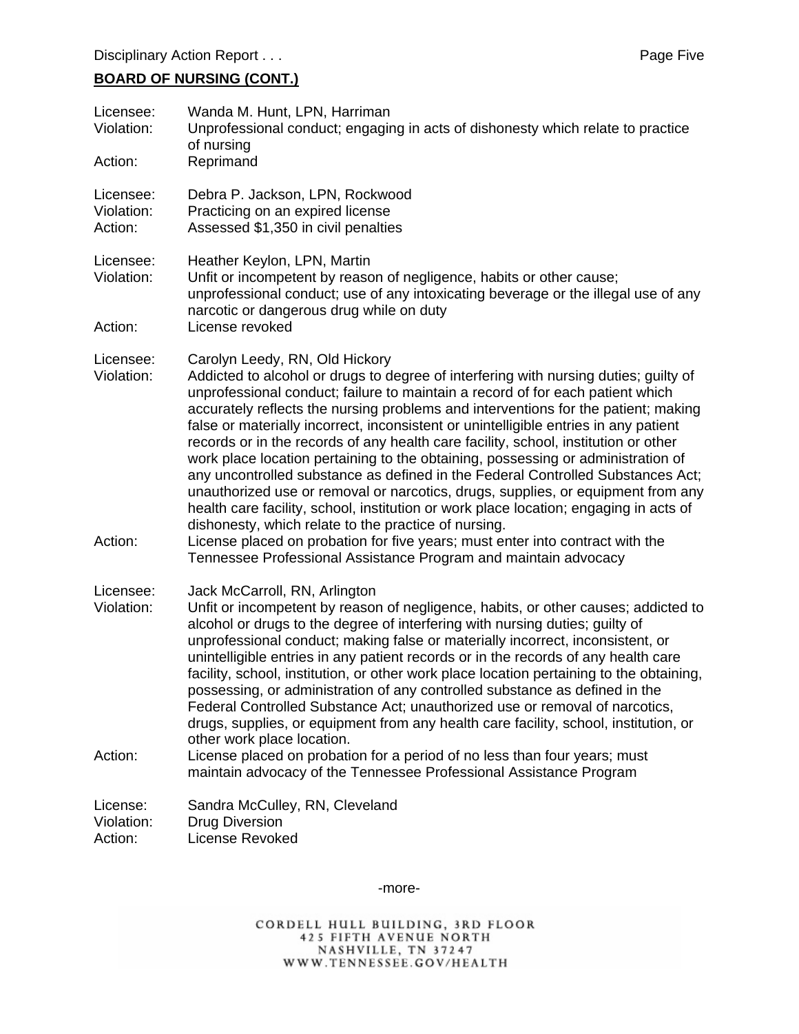## BOARD OF NURSING (CONT.)

Licensee: Wanda M. Hunt, LPN, Harriman
Violation: Unprofessional conduct; engaging in acts of dishonesty which relate to practice of nursing
Action: Reprimand

Licensee: Debra P. Jackson, LPN, Rockwood
Violation: Practicing on an expired license
Action: Assessed $1,350 in civil penalties

Licensee: Heather Keylon, LPN, Martin
Violation: Unfit or incompetent by reason of negligence, habits or other cause; unprofessional conduct; use of any intoxicating beverage or the illegal use of any narcotic or dangerous drug while on duty
Action: License revoked

Licensee: Carolyn Leedy, RN, Old Hickory
Violation: Addicted to alcohol or drugs to degree of interfering with nursing duties; guilty of unprofessional conduct; failure to maintain a record of for each patient which accurately reflects the nursing problems and interventions for the patient; making false or materially incorrect, inconsistent or unintelligible entries in any patient records or in the records of any health care facility, school, institution or other work place location pertaining to the obtaining, possessing or administration of any uncontrolled substance as defined in the Federal Controlled Substances Act; unauthorized use or removal or narcotics, drugs, supplies, or equipment from any health care facility, school, institution or work place location; engaging in acts of dishonesty, which relate to the practice of nursing.
Action: License placed on probation for five years; must enter into contract with the Tennessee Professional Assistance Program and maintain advocacy

Licensee: Jack McCarroll, RN, Arlington
Violation: Unfit or incompetent by reason of negligence, habits, or other causes; addicted to alcohol or drugs to the degree of interfering with nursing duties; guilty of unprofessional conduct; making false or materially incorrect, inconsistent, or unintelligible entries in any patient records or in the records of any health care facility, school, institution, or other work place location pertaining to the obtaining, possessing, or administration of any controlled substance as defined in the Federal Controlled Substance Act; unauthorized use or removal of narcotics, drugs, supplies, or equipment from any health care facility, school, institution, or other work place location.
Action: License placed on probation for a period of no less than four years; must maintain advocacy of the Tennessee Professional Assistance Program

License: Sandra McCulley, RN, Cleveland
Violation: Drug Diversion
Action: License Revoked

-more-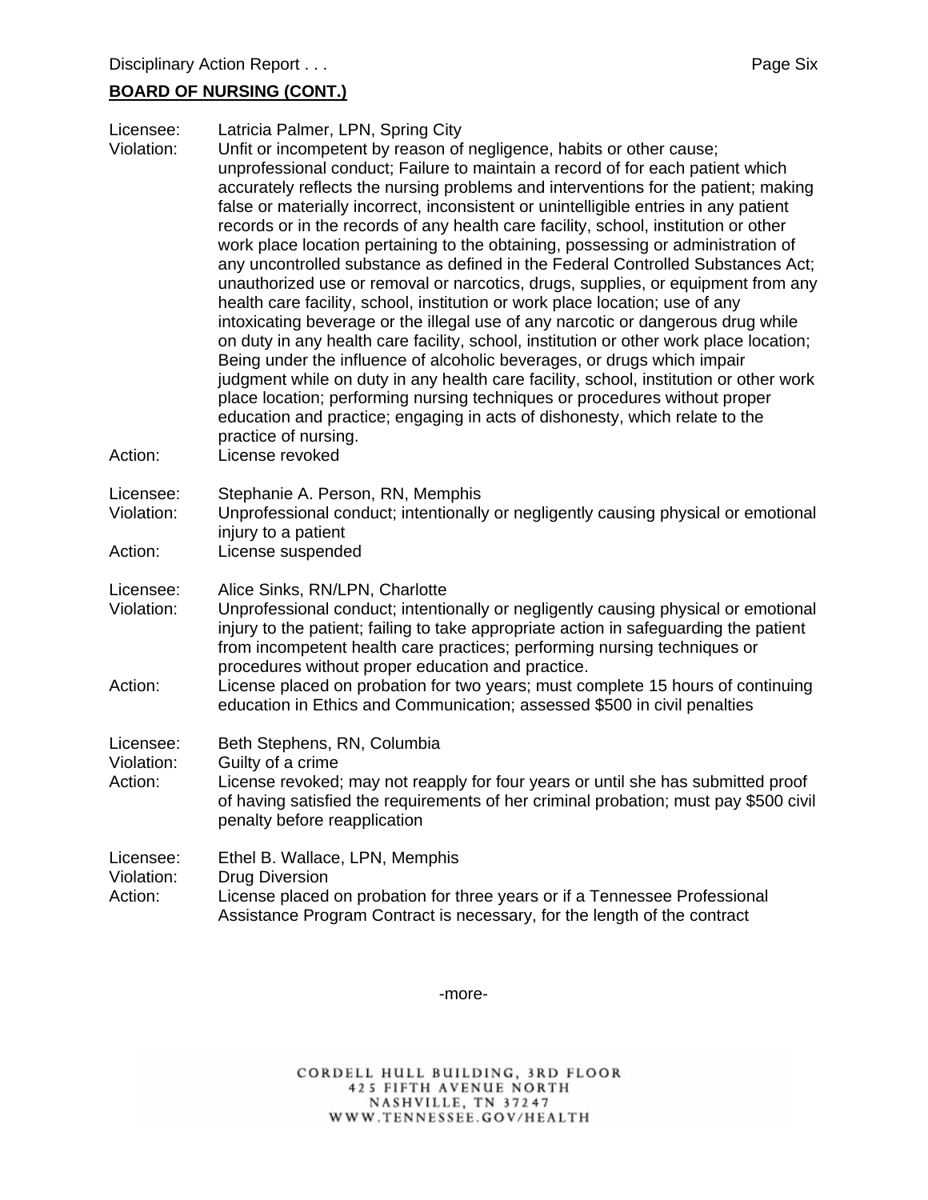## BOARD OF NURSING (CONT.)

Licensee: Latricia Palmer, LPN, Spring City
Violation: Unfit or incompetent by reason of negligence, habits or other cause; unprofessional conduct; Failure to maintain a record of for each patient which accurately reflects the nursing problems and interventions for the patient; making false or materially incorrect, inconsistent or unintelligible entries in any patient records or in the records of any health care facility, school, institution or other work place location pertaining to the obtaining, possessing or administration of any uncontrolled substance as defined in the Federal Controlled Substances Act; unauthorized use or removal or narcotics, drugs, supplies, or equipment from any health care facility, school, institution or work place location; use of any intoxicating beverage or the illegal use of any narcotic or dangerous drug while on duty in any health care facility, school, institution or other work place location; Being under the influence of alcoholic beverages, or drugs which impair judgment while on duty in any health care facility, school, institution or other work place location; performing nursing techniques or procedures without proper education and practice; engaging in acts of dishonesty, which relate to the practice of nursing.
Action: License revoked

Licensee: Stephanie A. Person, RN, Memphis
Violation: Unprofessional conduct; intentionally or negligently causing physical or emotional injury to a patient
Action: License suspended

Licensee: Alice Sinks, RN/LPN, Charlotte
Violation: Unprofessional conduct; intentionally or negligently causing physical or emotional injury to the patient; failing to take appropriate action in safeguarding the patient from incompetent health care practices; performing nursing techniques or procedures without proper education and practice.
Action: License placed on probation for two years; must complete 15 hours of continuing education in Ethics and Communication; assessed $500 in civil penalties

Licensee: Beth Stephens, RN, Columbia
Violation: Guilty of a crime
Action: License revoked; may not reapply for four years or until she has submitted proof of having satisfied the requirements of her criminal probation; must pay $500 civil penalty before reapplication

Licensee: Ethel B. Wallace, LPN, Memphis
Violation: Drug Diversion
Action: License placed on probation for three years or if a Tennessee Professional Assistance Program Contract is necessary, for the length of the contract

-more-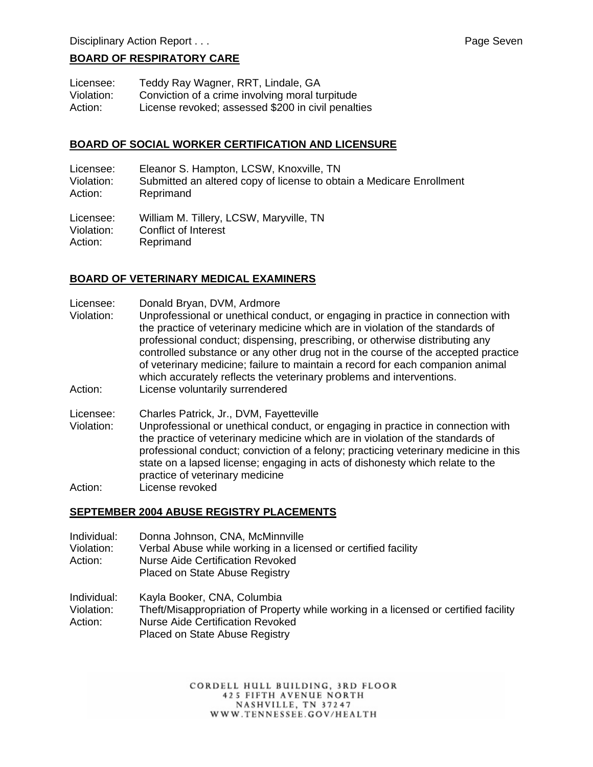## BOARD OF RESPIRATORY CARE

Licensee: Teddy Ray Wagner, RRT, Lindale, GA
Violation: Conviction of a crime involving moral turpitude
Action: License revoked; assessed $200 in civil penalties

## BOARD OF SOCIAL WORKER CERTIFICATION AND LICENSURE

Licensee: Eleanor S. Hampton, LCSW, Knoxville, TN
Violation: Submitted an altered copy of license to obtain a Medicare Enrollment
Action: Reprimand

Licensee: William M. Tillery, LCSW, Maryville, TN
Violation: Conflict of Interest
Action: Reprimand

## BOARD OF VETERINARY MEDICAL EXAMINERS

Licensee: Donald Bryan, DVM, Ardmore
Violation: Unprofessional or unethical conduct, or engaging in practice in connection with the practice of veterinary medicine which are in violation of the standards of professional conduct; dispensing, prescribing, or otherwise distributing any controlled substance or any other drug not in the course of the accepted practice of veterinary medicine; failure to maintain a record for each companion animal which accurately reflects the veterinary problems and interventions.
Action: License voluntarily surrendered

Licensee: Charles Patrick, Jr., DVM, Fayetteville
Violation: Unprofessional or unethical conduct, or engaging in practice in connection with the practice of veterinary medicine which are in violation of the standards of professional conduct; conviction of a felony; practicing veterinary medicine in this state on a lapsed license; engaging in acts of dishonesty which relate to the practice of veterinary medicine
Action: License revoked

## SEPTEMBER 2004 ABUSE REGISTRY PLACEMENTS

Individual: Donna Johnson, CNA, McMinnville
Violation: Verbal Abuse while working in a licensed or certified facility
Action: Nurse Aide Certification Revoked
Placed on State Abuse Registry

Individual: Kayla Booker, CNA, Columbia
Violation: Theft/Misappropriation of Property while working in a licensed or certified facility
Action: Nurse Aide Certification Revoked
Placed on State Abuse Registry

CORDELL HULL BUILDING, 3RD FLOOR
425 FIFTH AVENUE NORTH
NASHVILLE, TN 37247
WWW.TENNESSEE.GOV/HEALTH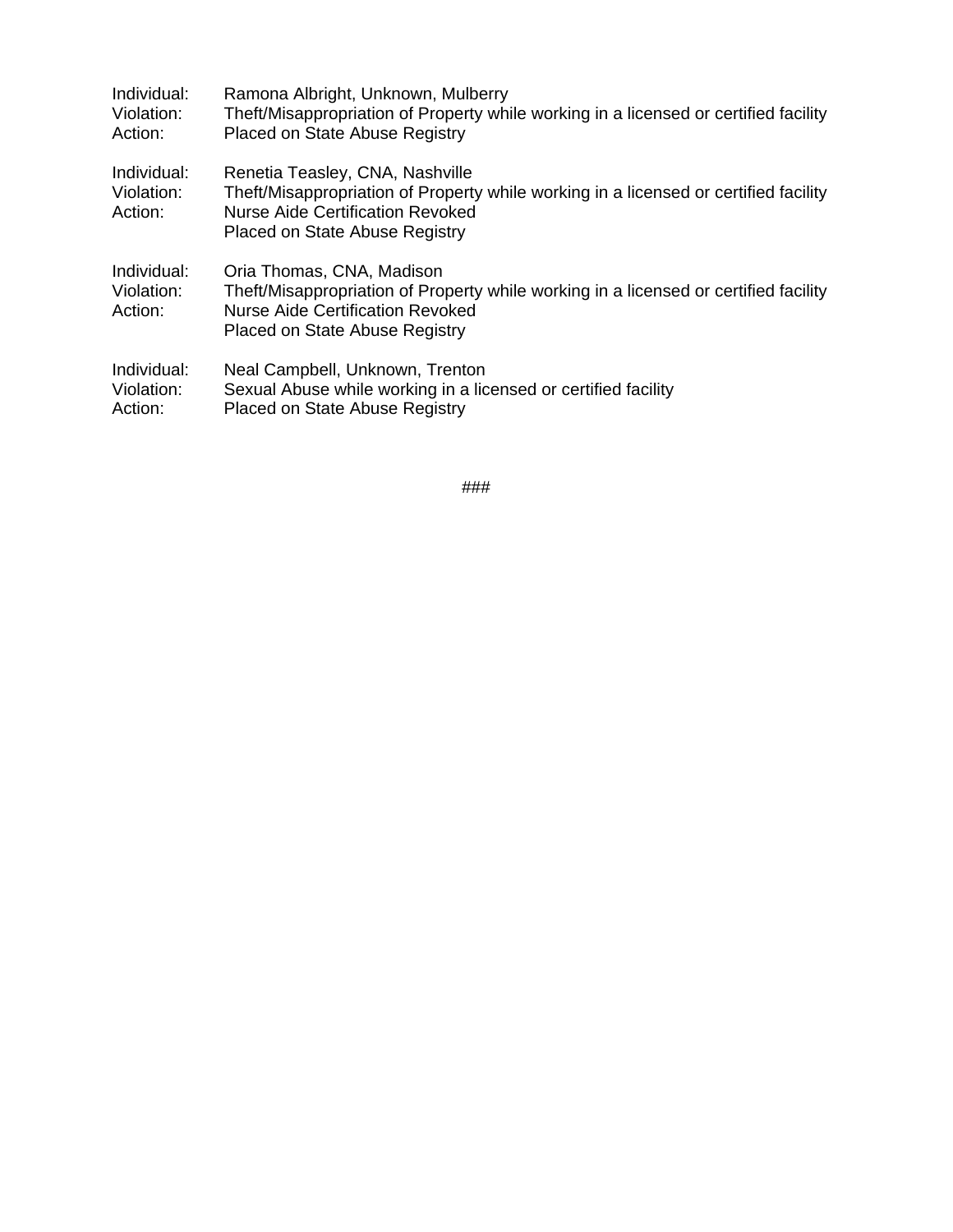Individual: Ramona Albright, Unknown, Mulberry
Violation: Theft/Misappropriation of Property while working in a licensed or certified facility
Action: Placed on State Abuse Registry

Individual: Renetia Teasley, CNA, Nashville
Violation: Theft/Misappropriation of Property while working in a licensed or certified facility
Action: Nurse Aide Certification Revoked
Placed on State Abuse Registry

Individual: Oria Thomas, CNA, Madison
Violation: Theft/Misappropriation of Property while working in a licensed or certified facility
Action: Nurse Aide Certification Revoked
Placed on State Abuse Registry

Individual: Neal Campbell, Unknown, Trenton
Violation: Sexual Abuse while working in a licensed or certified facility
Action: Placed on State Abuse Registry

###